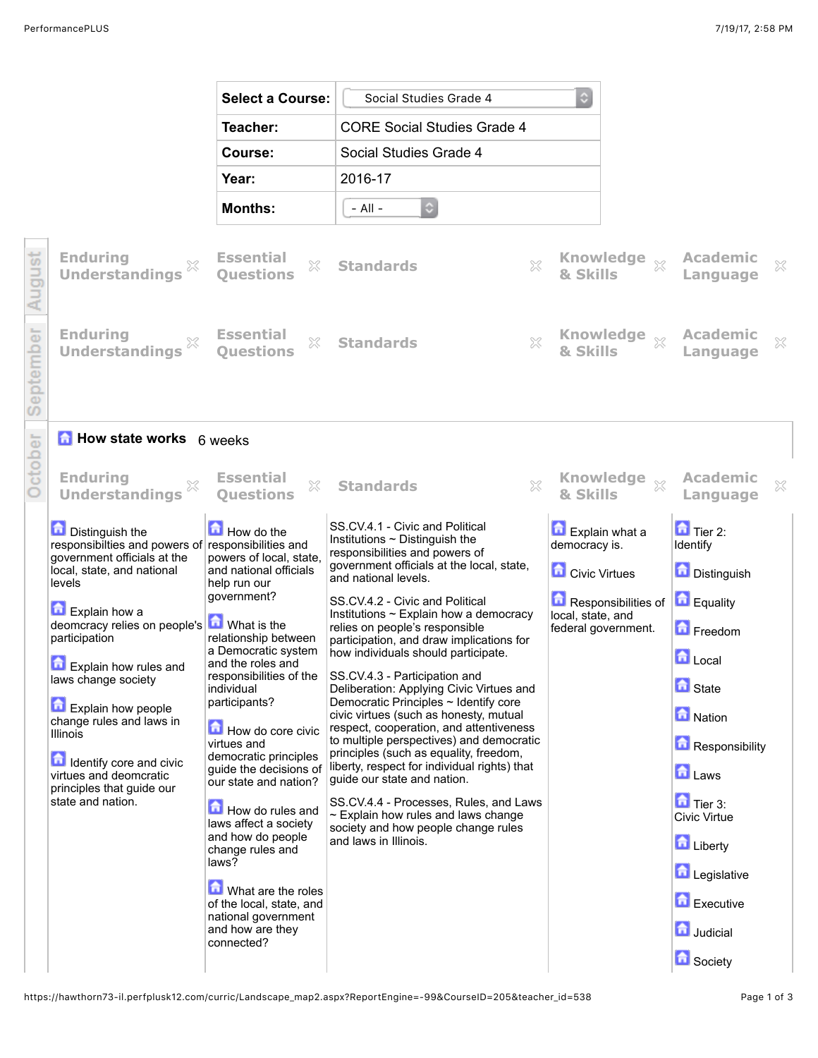| Select a Course: | Social Studies Grade 4 |
| --- | --- |
| Teacher: | CORE Social Studies Grade 4 |
| Course: | Social Studies Grade 4 |
| Year: | 2016-17 |
| Months: | - All - |

## August

| Enduring Understandings | Essential Questions | Standards | Knowledge & Skills | Academic Language |
| --- | --- | --- | --- | --- |

## September

| Enduring Understandings | Essential Questions | Standards | Knowledge & Skills | Academic Language |
| --- | --- | --- | --- | --- |

## October

### How state works — 6 weeks

| Enduring Understandings | Essential Questions | Standards | Knowledge & Skills | Academic Language |
| --- | --- | --- | --- | --- |
| Distinguish the responsibilties and powers of government officials at the local, state, and national levels<br><br>Explain how a deomcracy relies on people's participation<br><br>Explain how rules and laws change society<br><br>Explain how people change rules and laws in Illinois<br><br>Identify core and civic virtues and deomcratic principles that guide our state and nation. | How do the responsibilities and powers of local, state, and national officials help run our government?<br><br>What is the relationship between a Democratic system and the roles and responsibilities of the individual participants?<br><br>How do core civic virtues and democratic principles guide the decisions of our state and nation?<br><br>How do rules and laws affect a society and how do people change rules and laws?<br><br>What are the roles of the local, state, and national government and how are they connected? | SS.CV.4.1 - Civic and Political Institutions ~ Distinguish the responsibilities and powers of government officials at the local, state, and national levels.<br><br>SS.CV.4.2 - Civic and Political Institutions ~ Explain how a democracy relies on people's responsible participation, and draw implications for how individuals should participate.<br><br>SS.CV.4.3 - Participation and Deliberation: Applying Civic Virtues and Democratic Principles ~ Identify core civic virtues (such as honesty, mutual respect, cooperation, and attentiveness to multiple perspectives) and democratic principles (such as equality, freedom, liberty, respect for individual rights) that guide our state and nation.<br><br>SS.CV.4.4 - Processes, Rules, and Laws ~ Explain how rules and laws change society and how people change rules and laws in Illinois. | Explain what a democracy is.<br><br>Civic Virtues<br><br>Responsibilities of local, state, and federal government. | Tier 2: Identify<br><br>Distinguish<br><br>Equality<br><br>Freedom<br><br>Local<br><br>State<br><br>Nation<br><br>Responsibility<br><br>Laws<br><br>Tier 3: Civic Virtue<br><br>Liberty<br><br>Legislative<br><br>Executive<br><br>Judicial<br><br>Society |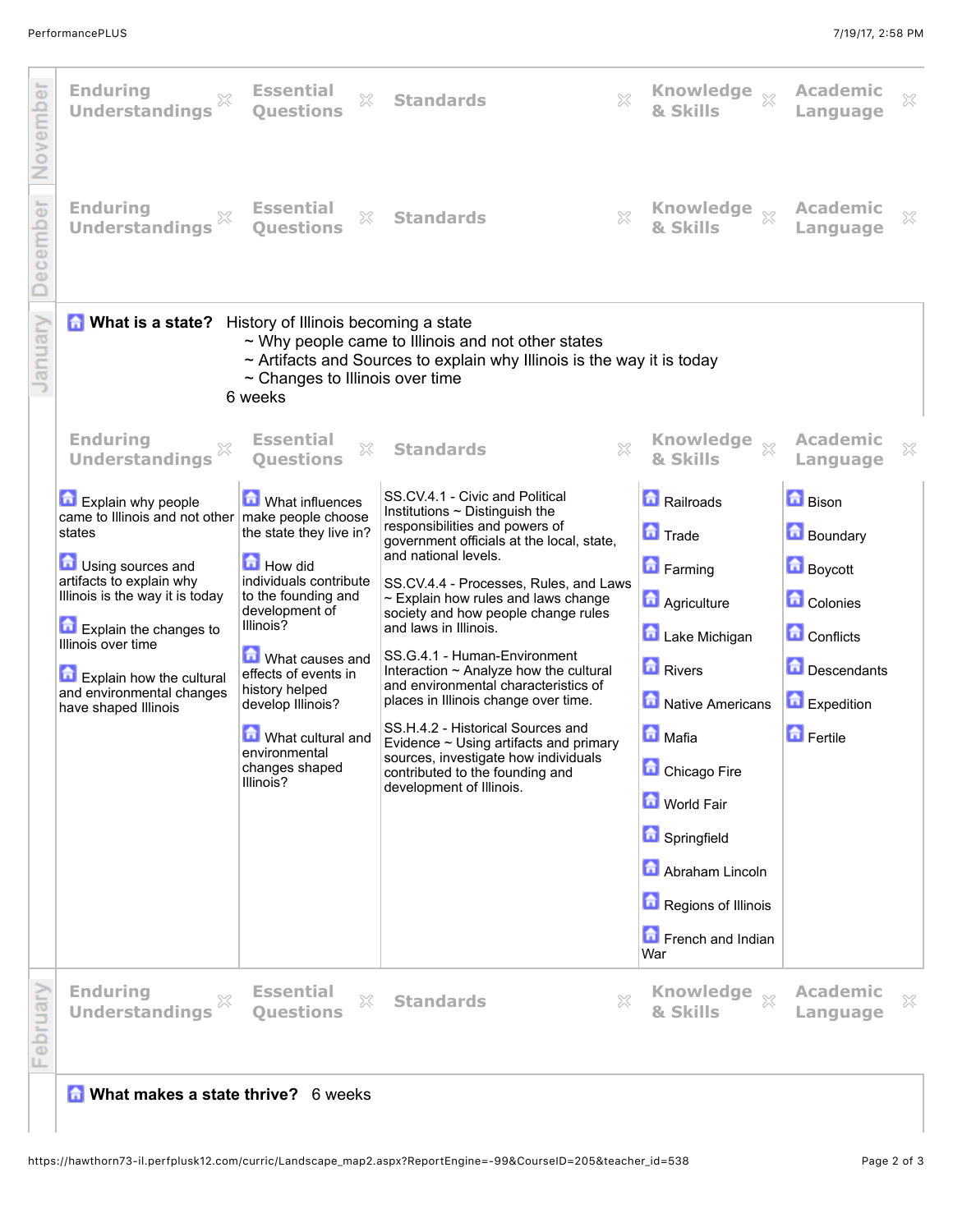## November

| Enduring Understandings | Essential Questions | Standards | Knowledge & Skills | Academic Language |
| --- | --- | --- | --- | --- |

## December

| Enduring Understandings | Essential Questions | Standards | Knowledge & Skills | Academic Language |
| --- | --- | --- | --- | --- |

## January

**What is a state?** History of Illinois becoming a state
~ Why people came to Illinois and not other states
~ Artifacts and Sources to explain why Illinois is the way it is today
~ Changes to Illinois over time
6 weeks

| Enduring Understandings | Essential Questions | Standards | Knowledge & Skills | Academic Language |
| --- | --- | --- | --- | --- |
| Explain why people came to Illinois and not other states<br><br>Using sources and artifacts to explain why Illinois is the way it is today<br><br>Explain the changes to Illinois over time<br><br>Explain how the cultural and environmental changes have shaped Illinois | What influences make people choose the state they live in?<br><br>How did individuals contribute to the founding and development of Illinois?<br><br>What causes and effects of events in history helped develop Illinois?<br><br>What cultural and environmental changes shaped Illinois? | SS.CV.4.1 - Civic and Political Institutions ~ Distinguish the responsibilities and powers of government officials at the local, state, and national levels.<br><br>SS.CV.4.4 - Processes, Rules, and Laws ~ Explain how rules and laws change society and how people change rules and laws in Illinois.<br><br>SS.G.4.1 - Human-Environment Interaction ~ Analyze how the cultural and environmental characteristics of places in Illinois change over time.<br><br>SS.H.4.2 - Historical Sources and Evidence ~ Using artifacts and primary sources, investigate how individuals contributed to the founding and development of Illinois. | Railroads<br><br>Trade<br><br>Farming<br><br>Agriculture<br><br>Lake Michigan<br><br>Rivers<br><br>Native Americans<br><br>Mafia<br><br>Chicago Fire<br><br>World Fair<br><br>Springfield<br><br>Abraham Lincoln<br><br>Regions of Illinois<br><br>French and Indian War | Bison<br><br>Boundary<br><br>Boycott<br><br>Colonies<br><br>Conflicts<br><br>Descendants<br><br>Expedition<br><br>Fertile |

## February

| Enduring Understandings | Essential Questions | Standards | Knowledge & Skills | Academic Language |
| --- | --- | --- | --- | --- |

**What makes a state thrive?** 6 weeks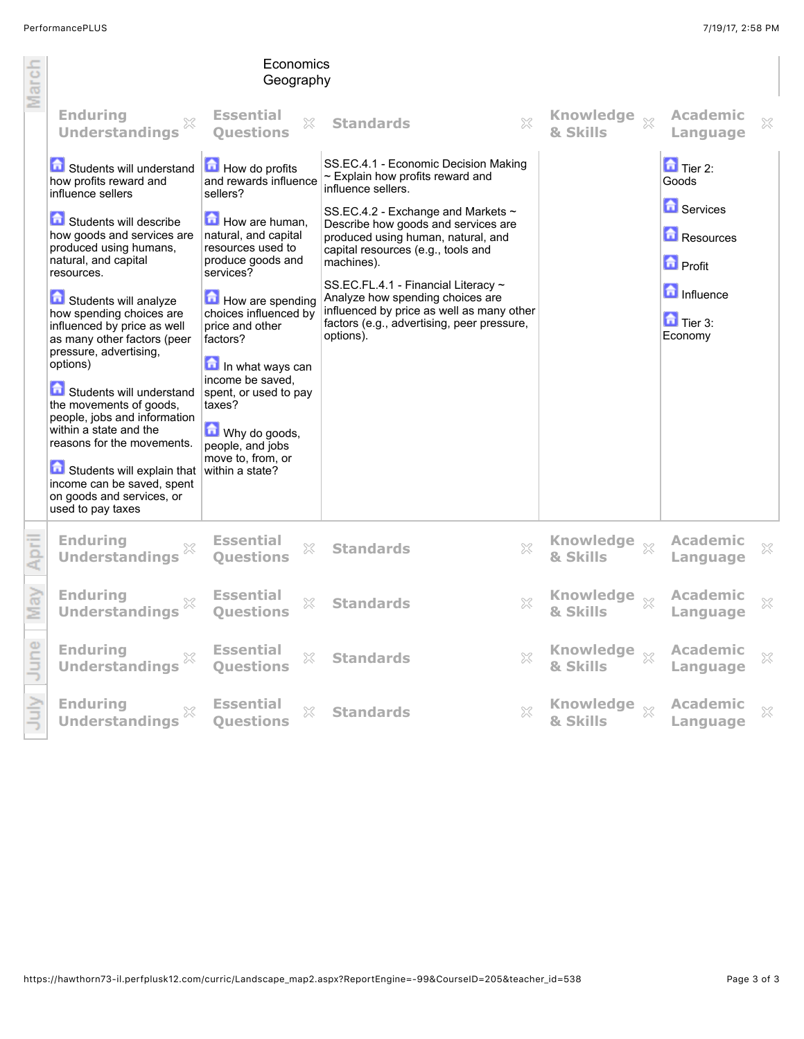| March | Enduring Understandings | Essential Questions | Standards | Knowledge & Skills | Academic Language |
|---|---|---|---|---|---|
| Economics<br>Geography | | | | | |
| | Students will understand how profits reward and influence sellers<br><br>Students will describe how goods and services are produced using humans, natural, and capital resources.<br><br>Students will analyze how spending choices are influenced by price as well as many other factors (peer pressure, advertising, options)<br><br>Students will understand the movements of goods, people, jobs and information within a state and the reasons for the movements.<br><br>Students will explain that income can be saved, spent on goods and services, or used to pay taxes | How do profits and rewards influence sellers?<br><br>How are human, natural, and capital resources used to produce goods and services?<br><br>How are spending choices influenced by price and other factors?<br><br>In what ways can income be saved, spent, or used to pay taxes?<br><br>Why do goods, people, and jobs move to, from, or within a state? | SS.EC.4.1 - Economic Decision Making ~ Explain how profits reward and influence sellers.<br><br>SS.EC.4.2 - Exchange and Markets ~ Describe how goods and services are produced using human, natural, and capital resources (e.g., tools and machines).<br><br>SS.EC.FL.4.1 - Financial Literacy ~ Analyze how spending choices are influenced by price as well as many other factors (e.g., advertising, peer pressure, options). | | Tier 2: Goods<br><br>Services<br><br>Resources<br><br>Profit<br><br>Influence<br><br>Tier 3: Economy |

| April | Enduring Understandings | Essential Questions | Standards | Knowledge & Skills | Academic Language |
|---|---|---|---|---|---|

| May | Enduring Understandings | Essential Questions | Standards | Knowledge & Skills | Academic Language |
|---|---|---|---|---|---|

| June | Enduring Understandings | Essential Questions | Standards | Knowledge & Skills | Academic Language |
|---|---|---|---|---|---|

| July | Enduring Understandings | Essential Questions | Standards | Knowledge & Skills | Academic Language |
|---|---|---|---|---|---|